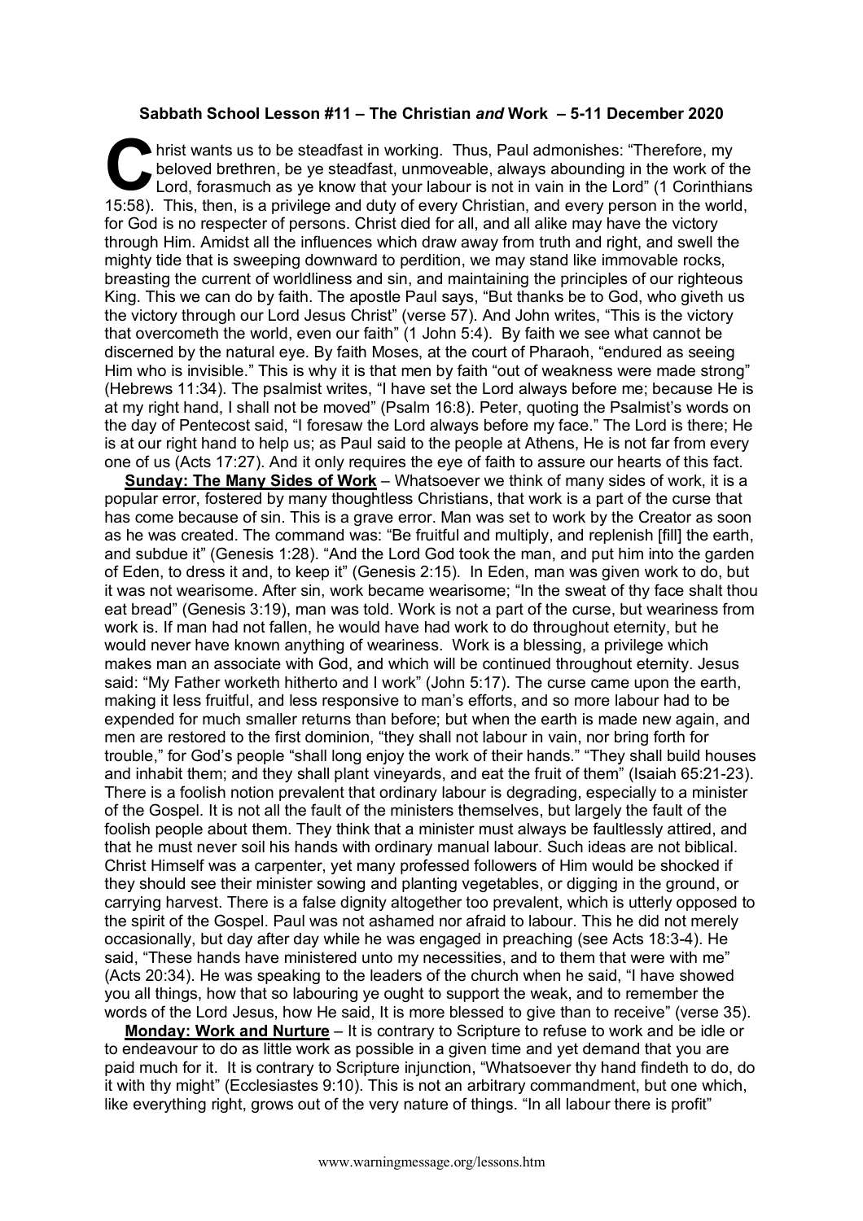**Sabbath School Lesson #11 – The Christian *and* Work – 5-11 December 2020**

Christ wants us to be steadfast in working. Thus, Paul admonishes: "Therefore, my beloved brethren, be ye steadfast, unmoveable, always abounding in the work of the Lord, forasmuch as ye know that your labour is not in vain in the Lord" (1 Corinthians 15:58). This, then, is a privilege and duty of every Christian, and every person in the world, for God is no respecter of persons. Christ died for all, and all alike may have the victory through Him. Amidst all the influences which draw away from truth and right, and swell the mighty tide that is sweeping downward to perdition, we may stand like immovable rocks, breasting the current of worldliness and sin, and maintaining the principles of our righteous King. This we can do by faith. The apostle Paul says, "But thanks be to God, who giveth us the victory through our Lord Jesus Christ" (verse 57). And John writes, "This is the victory that overcometh the world, even our faith" (1 John 5:4). By faith we see what cannot be discerned by the natural eye. By faith Moses, at the court of Pharaoh, "endured as seeing Him who is invisible." This is why it is that men by faith "out of weakness were made strong" (Hebrews 11:34). The psalmist writes, "I have set the Lord always before me; because He is at my right hand, I shall not be moved" (Psalm 16:8). Peter, quoting the Psalmist's words on the day of Pentecost said, "I foresaw the Lord always before my face." The Lord is there; He is at our right hand to help us; as Paul said to the people at Athens, He is not far from every one of us (Acts 17:27). And it only requires the eye of faith to assure our hearts of this fact.

**Sunday: The Many Sides of Work** – Whatsoever we think of many sides of work, it is a popular error, fostered by many thoughtless Christians, that work is a part of the curse that has come because of sin. This is a grave error. Man was set to work by the Creator as soon as he was created. The command was: "Be fruitful and multiply, and replenish [fill] the earth, and subdue it" (Genesis 1:28). "And the Lord God took the man, and put him into the garden of Eden, to dress it and, to keep it" (Genesis 2:15). In Eden, man was given work to do, but it was not wearisome. After sin, work became wearisome; "In the sweat of thy face shalt thou eat bread" (Genesis 3:19), man was told. Work is not a part of the curse, but weariness from work is. If man had not fallen, he would have had work to do throughout eternity, but he would never have known anything of weariness. Work is a blessing, a privilege which makes man an associate with God, and which will be continued throughout eternity. Jesus said: "My Father worketh hitherto and I work" (John 5:17). The curse came upon the earth, making it less fruitful, and less responsive to man's efforts, and so more labour had to be expended for much smaller returns than before; but when the earth is made new again, and men are restored to the first dominion, "they shall not labour in vain, nor bring forth for trouble," for God's people "shall long enjoy the work of their hands." "They shall build houses and inhabit them; and they shall plant vineyards, and eat the fruit of them" (Isaiah 65:21-23). There is a foolish notion prevalent that ordinary labour is degrading, especially to a minister of the Gospel. It is not all the fault of the ministers themselves, but largely the fault of the foolish people about them. They think that a minister must always be faultlessly attired, and that he must never soil his hands with ordinary manual labour. Such ideas are not biblical. Christ Himself was a carpenter, yet many professed followers of Him would be shocked if they should see their minister sowing and planting vegetables, or digging in the ground, or carrying harvest. There is a false dignity altogether too prevalent, which is utterly opposed to the spirit of the Gospel. Paul was not ashamed nor afraid to labour. This he did not merely occasionally, but day after day while he was engaged in preaching (see Acts 18:3-4). He said, "These hands have ministered unto my necessities, and to them that were with me" (Acts 20:34). He was speaking to the leaders of the church when he said, "I have showed you all things, how that so labouring ye ought to support the weak, and to remember the words of the Lord Jesus, how He said, It is more blessed to give than to receive" (verse 35).

**Monday: Work and Nurture** – It is contrary to Scripture to refuse to work and be idle or to endeavour to do as little work as possible in a given time and yet demand that you are paid much for it. It is contrary to Scripture injunction, "Whatsoever thy hand findeth to do, do it with thy might" (Ecclesiastes 9:10). This is not an arbitrary commandment, but one which, like everything right, grows out of the very nature of things. "In all labour there is profit"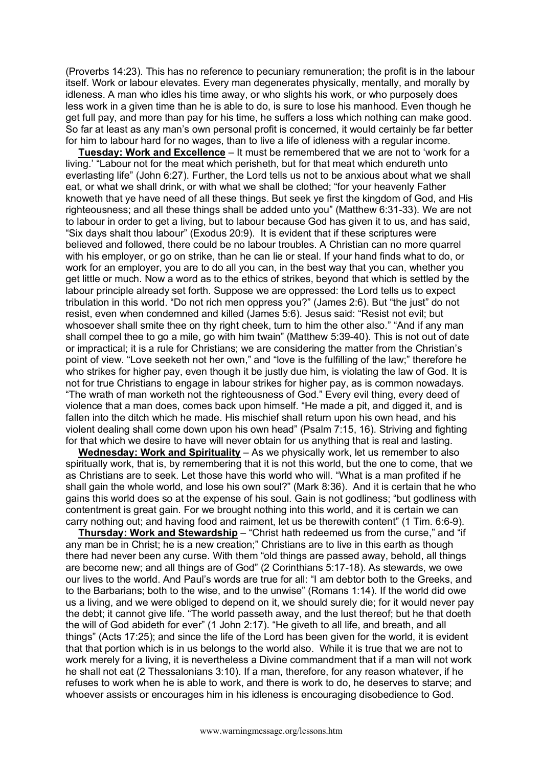(Proverbs 14:23). This has no reference to pecuniary remuneration; the profit is in the labour itself. Work or labour elevates. Every man degenerates physically, mentally, and morally by idleness. A man who idles his time away, or who slights his work, or who purposely does less work in a given time than he is able to do, is sure to lose his manhood. Even though he get full pay, and more than pay for his time, he suffers a loss which nothing can make good. So far at least as any man's own personal profit is concerned, it would certainly be far better for him to labour hard for no wages, than to live a life of idleness with a regular income.

**Tuesday: Work and Excellence** – It must be remembered that we are not to 'work for a living.' "Labour not for the meat which perisheth, but for that meat which endureth unto everlasting life" (John 6:27). Further, the Lord tells us not to be anxious about what we shall eat, or what we shall drink, or with what we shall be clothed; "for your heavenly Father knoweth that ye have need of all these things. But seek ye first the kingdom of God, and His righteousness; and all these things shall be added unto you" (Matthew 6:31-33). We are not to labour in order to get a living, but to labour because God has given it to us, and has said, "Six days shalt thou labour" (Exodus 20:9). It is evident that if these scriptures were believed and followed, there could be no labour troubles. A Christian can no more quarrel with his employer, or go on strike, than he can lie or steal. If your hand finds what to do, or work for an employer, you are to do all you can, in the best way that you can, whether you get little or much. Now a word as to the ethics of strikes, beyond that which is settled by the labour principle already set forth. Suppose we are oppressed: the Lord tells us to expect tribulation in this world. "Do not rich men oppress you?" (James 2:6). But "the just" do not resist, even when condemned and killed (James 5:6). Jesus said: "Resist not evil; but whosoever shall smite thee on thy right cheek, turn to him the other also." "And if any man shall compel thee to go a mile, go with him twain" (Matthew 5:39-40). This is not out of date or impractical; it is a rule for Christians; we are considering the matter from the Christian's point of view. "Love seeketh not her own," and "love is the fulfilling of the law;" therefore he who strikes for higher pay, even though it be justly due him, is violating the law of God. It is not for true Christians to engage in labour strikes for higher pay, as is common nowadays. "The wrath of man worketh not the righteousness of God." Every evil thing, every deed of violence that a man does, comes back upon himself. "He made a pit, and digged it, and is fallen into the ditch which he made. His mischief shall return upon his own head, and his violent dealing shall come down upon his own head" (Psalm 7:15, 16). Striving and fighting for that which we desire to have will never obtain for us anything that is real and lasting.

**Wednesday: Work and Spirituality** – As we physically work, let us remember to also spiritually work, that is, by remembering that it is not this world, but the one to come, that we as Christians are to seek. Let those have this world who will. "What is a man profited if he shall gain the whole world, and lose his own soul?" (Mark 8:36). And it is certain that he who gains this world does so at the expense of his soul. Gain is not godliness; "but godliness with contentment is great gain. For we brought nothing into this world, and it is certain we can carry nothing out; and having food and raiment, let us be therewith content" (1 Tim. 6:6-9).

**Thursday: Work and Stewardship** – "Christ hath redeemed us from the curse," and "if any man be in Christ; he is a new creation;" Christians are to live in this earth as though there had never been any curse. With them "old things are passed away, behold, all things are become new; and all things are of God" (2 Corinthians 5:17-18). As stewards, we owe our lives to the world. And Paul's words are true for all: "I am debtor both to the Greeks, and to the Barbarians; both to the wise, and to the unwise" (Romans 1:14). If the world did owe us a living, and we were obliged to depend on it, we should surely die; for it would never pay the debt; it cannot give life. "The world passeth away, and the lust thereof; but he that doeth the will of God abideth for ever" (1 John 2:17). "He giveth to all life, and breath, and all things" (Acts 17:25); and since the life of the Lord has been given for the world, it is evident that that portion which is in us belongs to the world also. While it is true that we are not to work merely for a living, it is nevertheless a Divine commandment that if a man will not work he shall not eat (2 Thessalonians 3:10). If a man, therefore, for any reason whatever, if he refuses to work when he is able to work, and there is work to do, he deserves to starve; and whoever assists or encourages him in his idleness is encouraging disobedience to God.